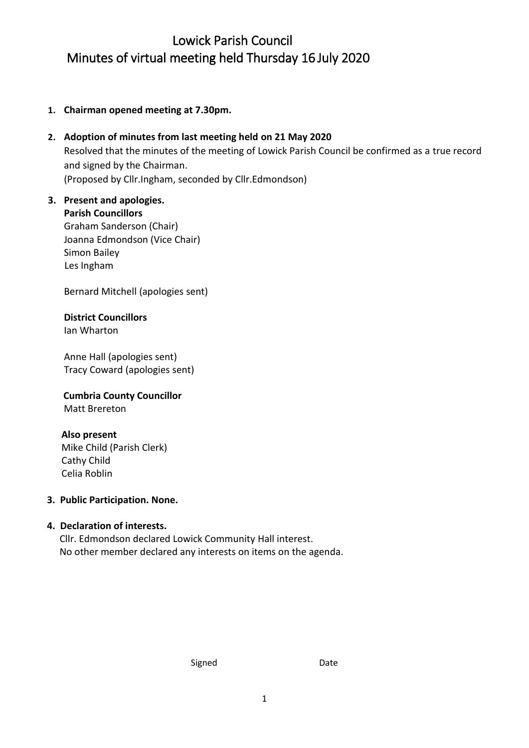# Lowick Parish Council
# Minutes of virtual meeting held Thursday 16 July 2020

1. **Chairman opened meeting at 7.30pm.**

2. **Adoption of minutes from last meeting held on 21 May 2020**
   Resolved that the minutes of the meeting of Lowick Parish Council be confirmed as a true record and signed by the Chairman.
   (Proposed by Cllr.Ingham, seconded by Cllr.Edmondson)

3. **Present and apologies.**
   **Parish Councillors**
   Graham Sanderson (Chair)
   Joanna Edmondson (Vice Chair)
   Simon Bailey
   Les Ingham

   Bernard Mitchell (apologies sent)

   **District Councillors**
   Ian Wharton

   Anne Hall (apologies sent)
   Tracy Coward (apologies sent)

   **Cumbria County Councillor**
   Matt Brereton

   **Also present**
   Mike Child (Parish Clerk)
   Cathy Child
   Celia Roblin

3. **Public Participation. None.**

4. **Declaration of interests.**
   Cllr. Edmondson declared Lowick Community Hall interest.
   No other member declared any interests on items on the agenda.

Signed Date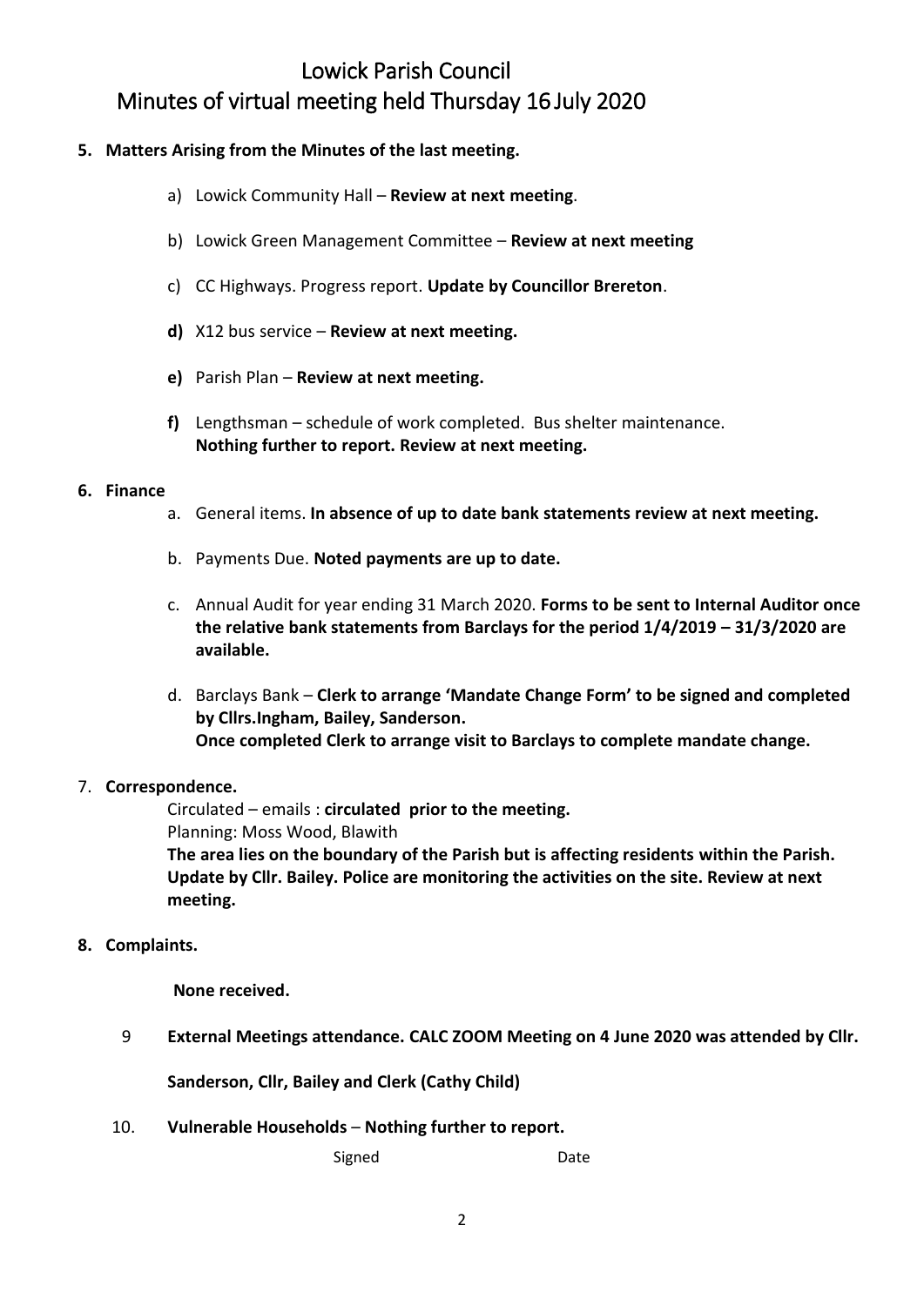# Lowick Parish Council
# Minutes of virtual meeting held Thursday 16 July 2020

**5. Matters Arising from the Minutes of the last meeting.**

a) Lowick Community Hall – **Review at next meeting**.

b) Lowick Green Management Committee – **Review at next meeting**

c) CC Highways. Progress report. **Update by Councillor Brereton**.

**d)** X12 bus service – **Review at next meeting.**

**e)** Parish Plan – **Review at next meeting.**

**f)** Lengthsman – schedule of work completed. Bus shelter maintenance.
**Nothing further to report. Review at next meeting.**

**6. Finance**

a. General items. **In absence of up to date bank statements review at next meeting.**

b. Payments Due. **Noted payments are up to date.**

c. Annual Audit for year ending 31 March 2020. **Forms to be sent to Internal Auditor once the relative bank statements from Barclays for the period 1/4/2019 – 31/3/2020 are available.**

d. Barclays Bank – **Clerk to arrange 'Mandate Change Form' to be signed and completed by Cllrs.Ingham, Bailey, Sanderson.**
**Once completed Clerk to arrange visit to Barclays to complete mandate change.**

7. **Correspondence.**

Circulated – emails : **circulated prior to the meeting.**
Planning: Moss Wood, Blawith
**The area lies on the boundary of the Parish but is affecting residents within the Parish. Update by Cllr. Bailey. Police are monitoring the activities on the site. Review at next meeting.**

**8. Complaints.**

**None received.**

9 **External Meetings attendance. CALC ZOOM Meeting on 4 June 2020 was attended by Cllr. Sanderson, Cllr, Bailey and Clerk (Cathy Child)**

10. **Vulnerable Households** – **Nothing further to report.**

Signed Date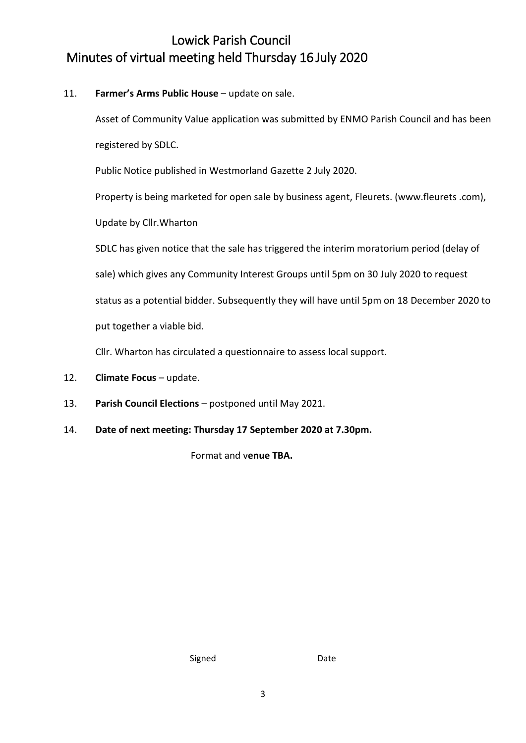# Lowick Parish Council
# Minutes of virtual meeting held Thursday 16 July 2020

11. **Farmer's Arms Public House** – update on sale.

    Asset of Community Value application was submitted by ENMO Parish Council and has been registered by SDLC.

    Public Notice published in Westmorland Gazette 2 July 2020.

    Property is being marketed for open sale by business agent, Fleurets. (www.fleurets .com),

    Update by Cllr.Wharton

    SDLC has given notice that the sale has triggered the interim moratorium period (delay of sale) which gives any Community Interest Groups until 5pm on 30 July 2020 to request status as a potential bidder. Subsequently they will have until 5pm on 18 December 2020 to put together a viable bid.

    Cllr. Wharton has circulated a questionnaire to assess local support.

12. **Climate Focus** – update.

13. **Parish Council Elections** – postponed until May 2021.

14. **Date of next meeting: Thursday 17 September 2020 at 7.30pm.**

    Format and v**enue TBA.**

Signed Date